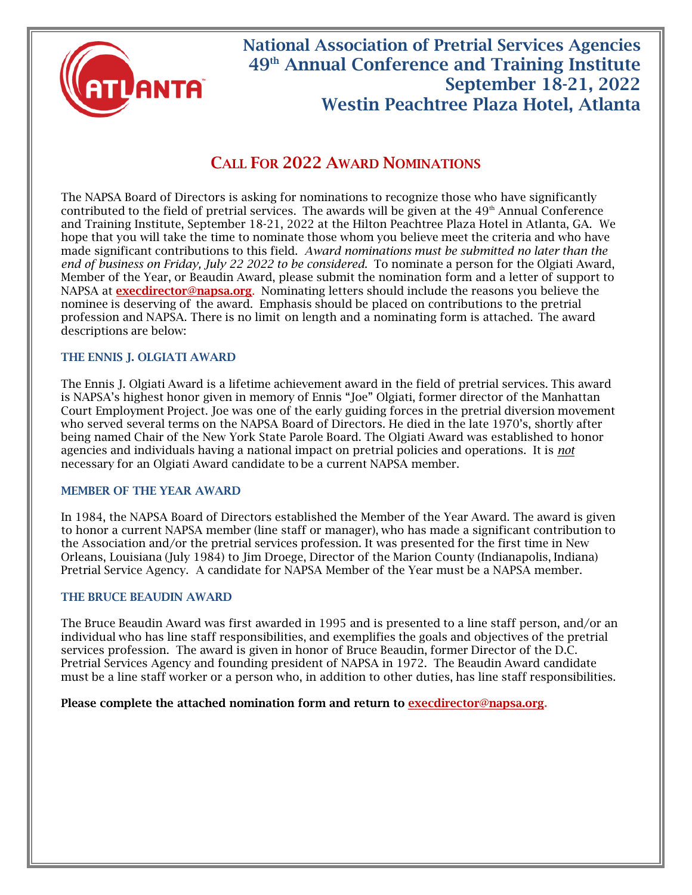# National Association of Pretrial Services Agencies
## 49th Annual Conference and Training Institute
## September 18-21, 2022
## Westin Peachtree Plaza Hotel, Atlanta

## CALL FOR 2022 AWARD NOMINATIONS

The NAPSA Board of Directors is asking for nominations to recognize those who have significantly contributed to the field of pretrial services. The awards will be given at the 49th Annual Conference and Training Institute, September 18-21, 2022 at the Hilton Peachtree Plaza Hotel in Atlanta, GA. We hope that you will take the time to nominate those whom you believe meet the criteria and who have made significant contributions to this field. *Award nominations must be submitted no later than the end of business on Friday, July 22 2022 to be considered.* To nominate a person for the Olgiati Award, Member of the Year, or Beaudin Award, please submit the nomination form and a letter of support to NAPSA at **execdirector@napsa.org**. Nominating letters should include the reasons you believe the nominee is deserving of the award. Emphasis should be placed on contributions to the pretrial profession and NAPSA. There is no limit on length and a nominating form is attached. The award descriptions are below:

### THE ENNIS J. OLGIATI AWARD

The Ennis J. Olgiati Award is a lifetime achievement award in the field of pretrial services. This award is NAPSA's highest honor given in memory of Ennis "Joe" Olgiati, former director of the Manhattan Court Employment Project. Joe was one of the early guiding forces in the pretrial diversion movement who served several terms on the NAPSA Board of Directors. He died in the late 1970's, shortly after being named Chair of the New York State Parole Board. The Olgiati Award was established to honor agencies and individuals having a national impact on pretrial policies and operations. It is ***not*** necessary for an Olgiati Award candidate to be a current NAPSA member.

### MEMBER OF THE YEAR AWARD

In 1984, the NAPSA Board of Directors established the Member of the Year Award. The award is given to honor a current NAPSA member (line staff or manager), who has made a significant contribution to the Association and/or the pretrial services profession. It was presented for the first time in New Orleans, Louisiana (July 1984) to Jim Droege, Director of the Marion County (Indianapolis, Indiana) Pretrial Service Agency. A candidate for NAPSA Member of the Year must be a NAPSA member.

### THE BRUCE BEAUDIN AWARD

The Bruce Beaudin Award was first awarded in 1995 and is presented to a line staff person, and/or an individual who has line staff responsibilities, and exemplifies the goals and objectives of the pretrial services profession. The award is given in honor of Bruce Beaudin, former Director of the D.C. Pretrial Services Agency and founding president of NAPSA in 1972. The Beaudin Award candidate must be a line staff worker or a person who, in addition to other duties, has line staff responsibilities.

**Please complete the attached nomination form and return to execdirector@napsa.org.**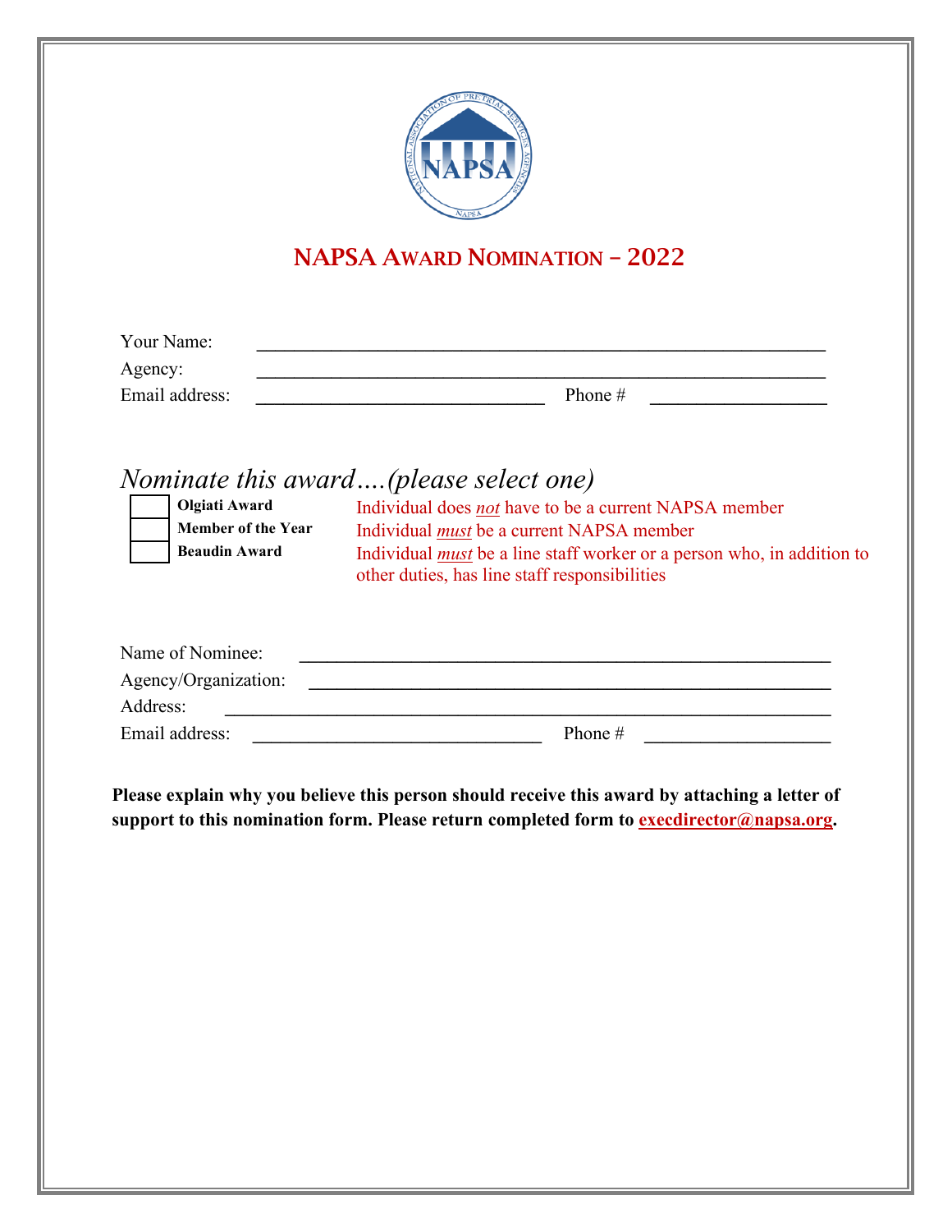# NAPSA AWARD NOMINATION – 2022

Your Name: ____________________________________________

Agency: ____________________________________________

Email address: ______________________________ Phone # __________________

## *Nominate this award….(please select one)*

| | | |
|---|---|---|
| ☐ | **Olgiati Award** | Individual does *not* have to be a current NAPSA member |
| ☐ | **Member of the Year** | Individual *must* be a current NAPSA member |
| ☐ | **Beaudin Award** | Individual *must* be a line staff worker or a person who, in addition to other duties, has line staff responsibilities |

Name of Nominee: ____________________________________________

Agency/Organization: ____________________________________________

Address: ____________________________________________

Email address: ______________________________ Phone # __________________

**Please explain why you believe this person should receive this award by attaching a letter of support to this nomination form. Please return completed form to execdirector@napsa.org.**